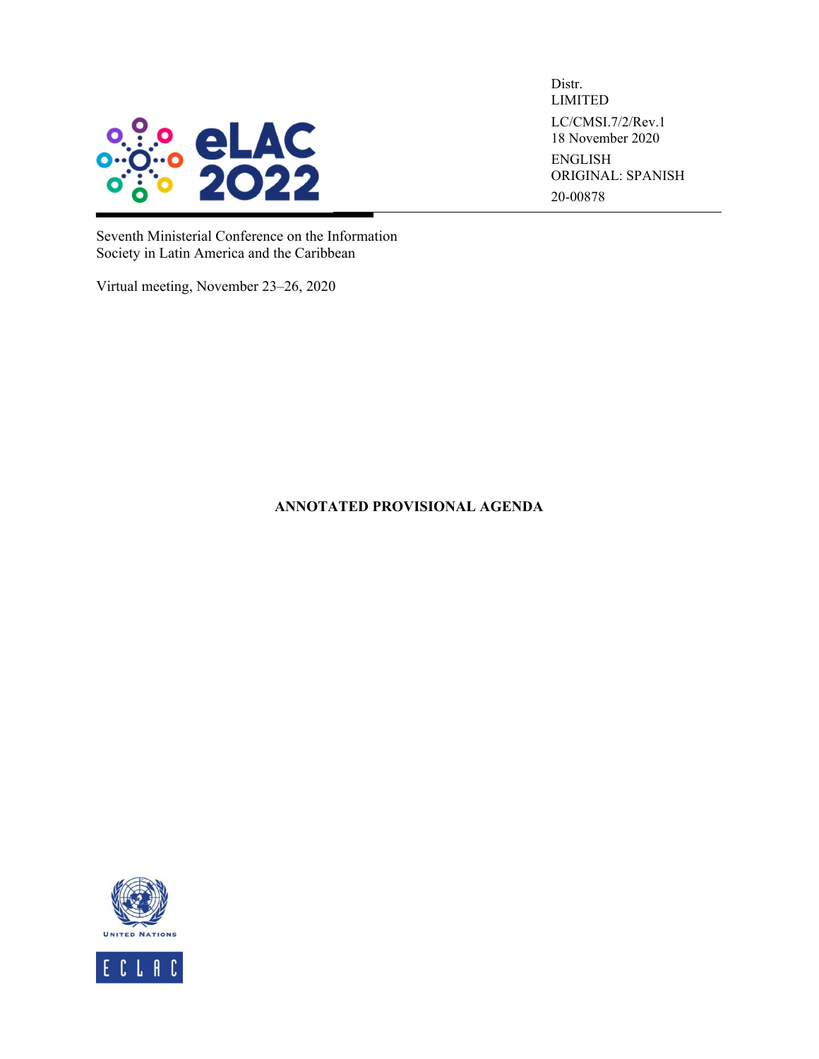eLAC 2022

Distr.
LIMITED

LC/CMSI.7/2/Rev.1
18 November 2020

ENGLISH
ORIGINAL: SPANISH

20-00878

Seventh Ministerial Conference on the Information Society in Latin America and the Caribbean

Virtual meeting, November 23–26, 2020

## ANNOTATED PROVISIONAL AGENDA

UNITED NATIONS

ECLAC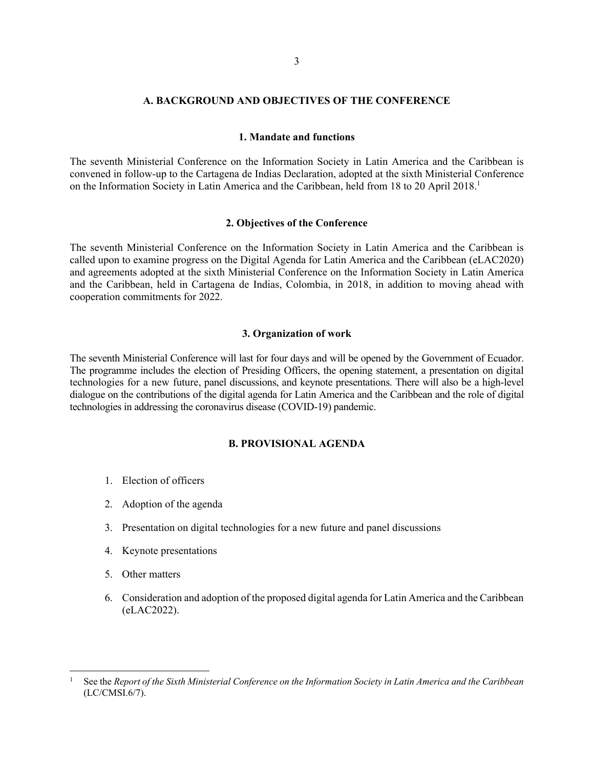## A. BACKGROUND AND OBJECTIVES OF THE CONFERENCE

### 1. Mandate and functions

The seventh Ministerial Conference on the Information Society in Latin America and the Caribbean is convened in follow-up to the Cartagena de Indias Declaration, adopted at the sixth Ministerial Conference on the Information Society in Latin America and the Caribbean, held from 18 to 20 April 2018.[1]

### 2. Objectives of the Conference

The seventh Ministerial Conference on the Information Society in Latin America and the Caribbean is called upon to examine progress on the Digital Agenda for Latin America and the Caribbean (eLAC2020) and agreements adopted at the sixth Ministerial Conference on the Information Society in Latin America and the Caribbean, held in Cartagena de Indias, Colombia, in 2018, in addition to moving ahead with cooperation commitments for 2022.

### 3. Organization of work

The seventh Ministerial Conference will last for four days and will be opened by the Government of Ecuador. The programme includes the election of Presiding Officers, the opening statement, a presentation on digital technologies for a new future, panel discussions, and keynote presentations. There will also be a high-level dialogue on the contributions of the digital agenda for Latin America and the Caribbean and the role of digital technologies in addressing the coronavirus disease (COVID-19) pandemic.

## B. PROVISIONAL AGENDA

1. Election of officers
2. Adoption of the agenda
3. Presentation on digital technologies for a new future and panel discussions
4. Keynote presentations
5. Other matters
6. Consideration and adoption of the proposed digital agenda for Latin America and the Caribbean (eLAC2022).

---

[1] See the *Report of the Sixth Ministerial Conference on the Information Society in Latin America and the Caribbean* (LC/CMSI.6/7).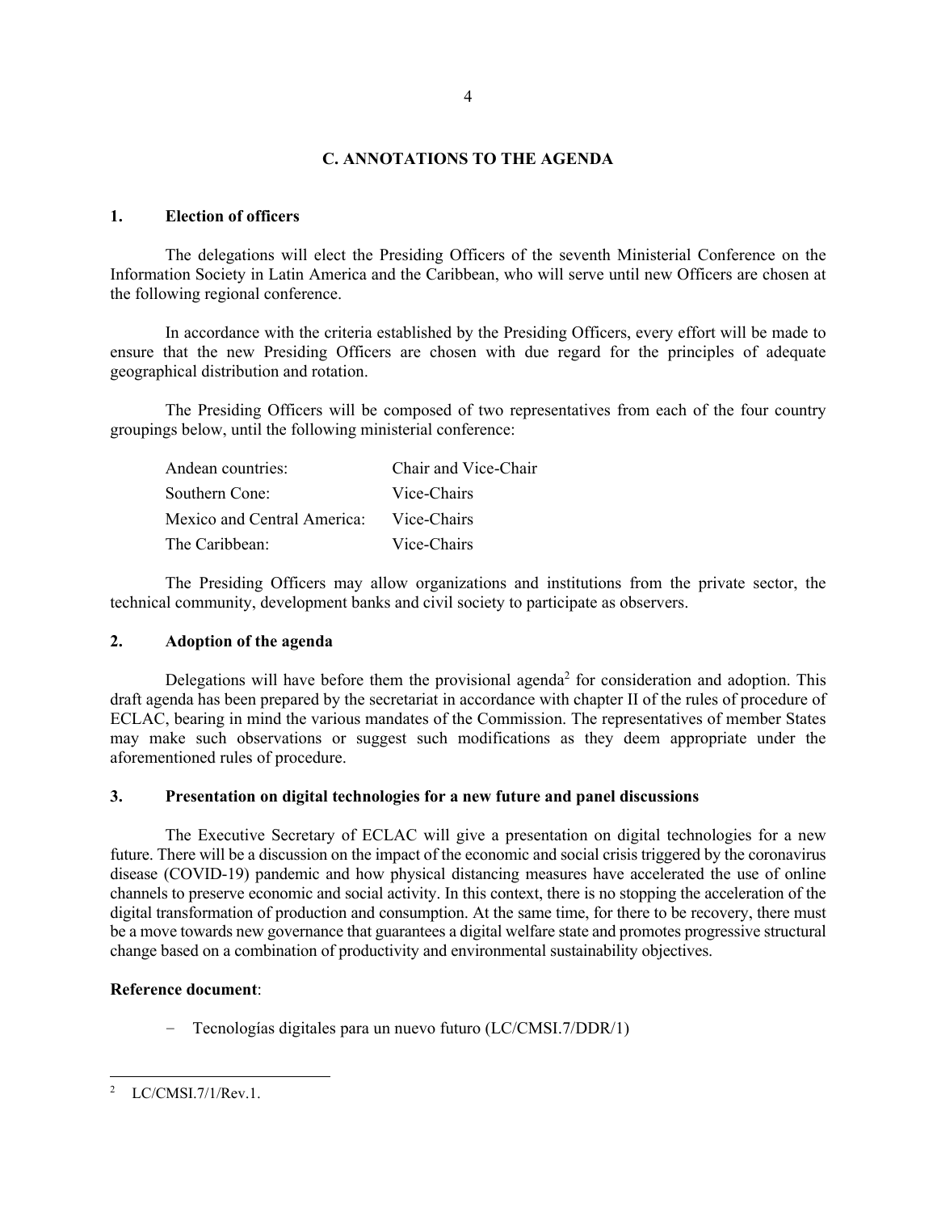## C. ANNOTATIONS TO THE AGENDA

### 1. Election of officers

The delegations will elect the Presiding Officers of the seventh Ministerial Conference on the Information Society in Latin America and the Caribbean, who will serve until new Officers are chosen at the following regional conference.

In accordance with the criteria established by the Presiding Officers, every effort will be made to ensure that the new Presiding Officers are chosen with due regard for the principles of adequate geographical distribution and rotation.

The Presiding Officers will be composed of two representatives from each of the four country groupings below, until the following ministerial conference:

| | |
|---|---|
| Andean countries: | Chair and Vice-Chair |
| Southern Cone: | Vice-Chairs |
| Mexico and Central America: | Vice-Chairs |
| The Caribbean: | Vice-Chairs |

The Presiding Officers may allow organizations and institutions from the private sector, the technical community, development banks and civil society to participate as observers.

### 2. Adoption of the agenda

Delegations will have before them the provisional agenda[2] for consideration and adoption. This draft agenda has been prepared by the secretariat in accordance with chapter II of the rules of procedure of ECLAC, bearing in mind the various mandates of the Commission. The representatives of member States may make such observations or suggest such modifications as they deem appropriate under the aforementioned rules of procedure.

### 3. Presentation on digital technologies for a new future and panel discussions

The Executive Secretary of ECLAC will give a presentation on digital technologies for a new future. There will be a discussion on the impact of the economic and social crisis triggered by the coronavirus disease (COVID-19) pandemic and how physical distancing measures have accelerated the use of online channels to preserve economic and social activity. In this context, there is no stopping the acceleration of the digital transformation of production and consumption. At the same time, for there to be recovery, there must be a move towards new governance that guarantees a digital welfare state and promotes progressive structural change based on a combination of productivity and environmental sustainability objectives.

**Reference document**:

- Tecnologías digitales para un nuevo futuro (LC/CMSI.7/DDR/1)

---

[2] LC/CMSI.7/1/Rev.1.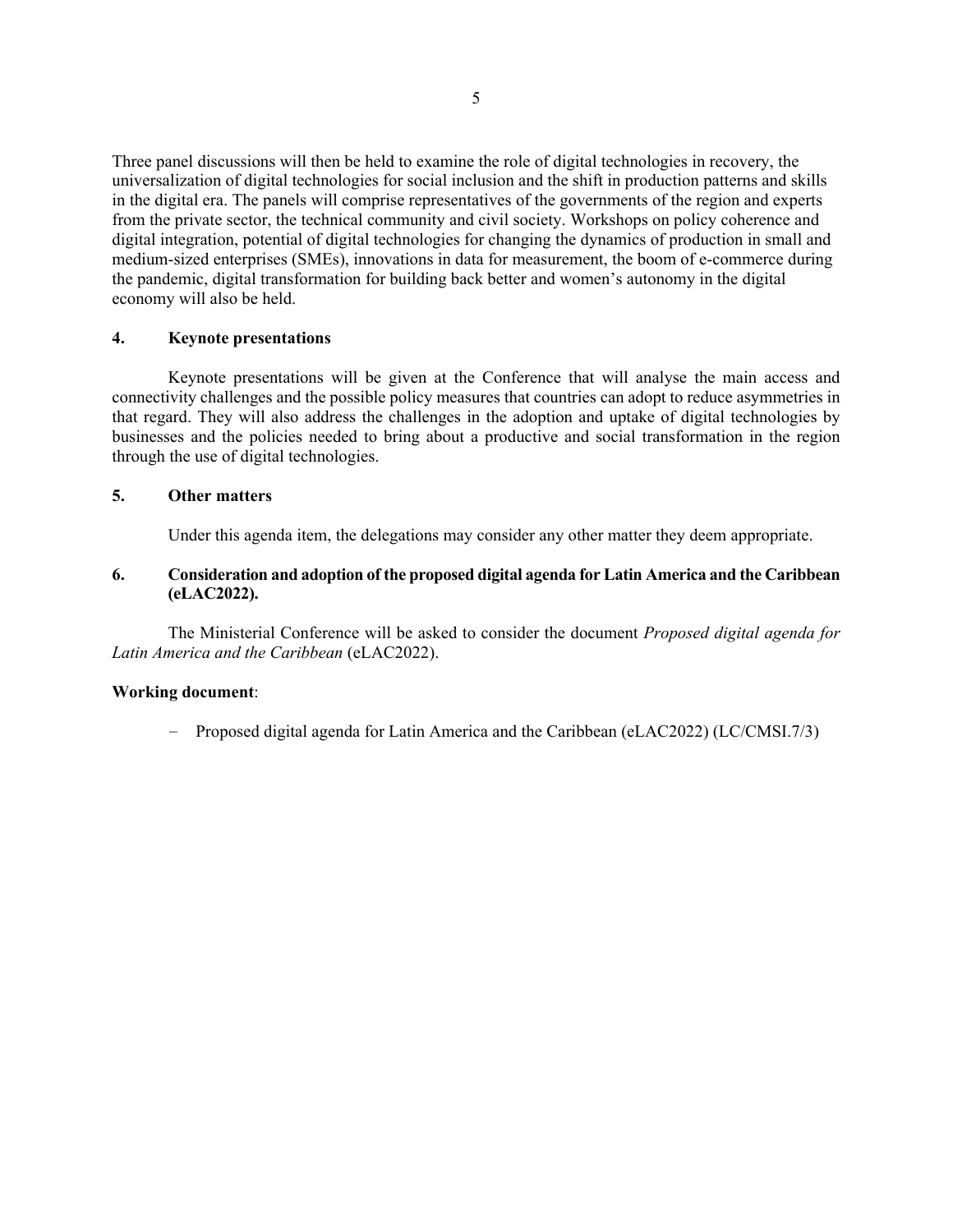Three panel discussions will then be held to examine the role of digital technologies in recovery, the universalization of digital technologies for social inclusion and the shift in production patterns and skills in the digital era. The panels will comprise representatives of the governments of the region and experts from the private sector, the technical community and civil society. Workshops on policy coherence and digital integration, potential of digital technologies for changing the dynamics of production in small and medium-sized enterprises (SMEs), innovations in data for measurement, the boom of e-commerce during the pandemic, digital transformation for building back better and women's autonomy in the digital economy will also be held.

### 4. Keynote presentations

Keynote presentations will be given at the Conference that will analyse the main access and connectivity challenges and the possible policy measures that countries can adopt to reduce asymmetries in that regard. They will also address the challenges in the adoption and uptake of digital technologies by businesses and the policies needed to bring about a productive and social transformation in the region through the use of digital technologies.

### 5. Other matters

Under this agenda item, the delegations may consider any other matter they deem appropriate.

### 6. Consideration and adoption of the proposed digital agenda for Latin America and the Caribbean (eLAC2022).

The Ministerial Conference will be asked to consider the document *Proposed digital agenda for Latin America and the Caribbean* (eLAC2022).

**Working document**:

- Proposed digital agenda for Latin America and the Caribbean (eLAC2022) (LC/CMSI.7/3)